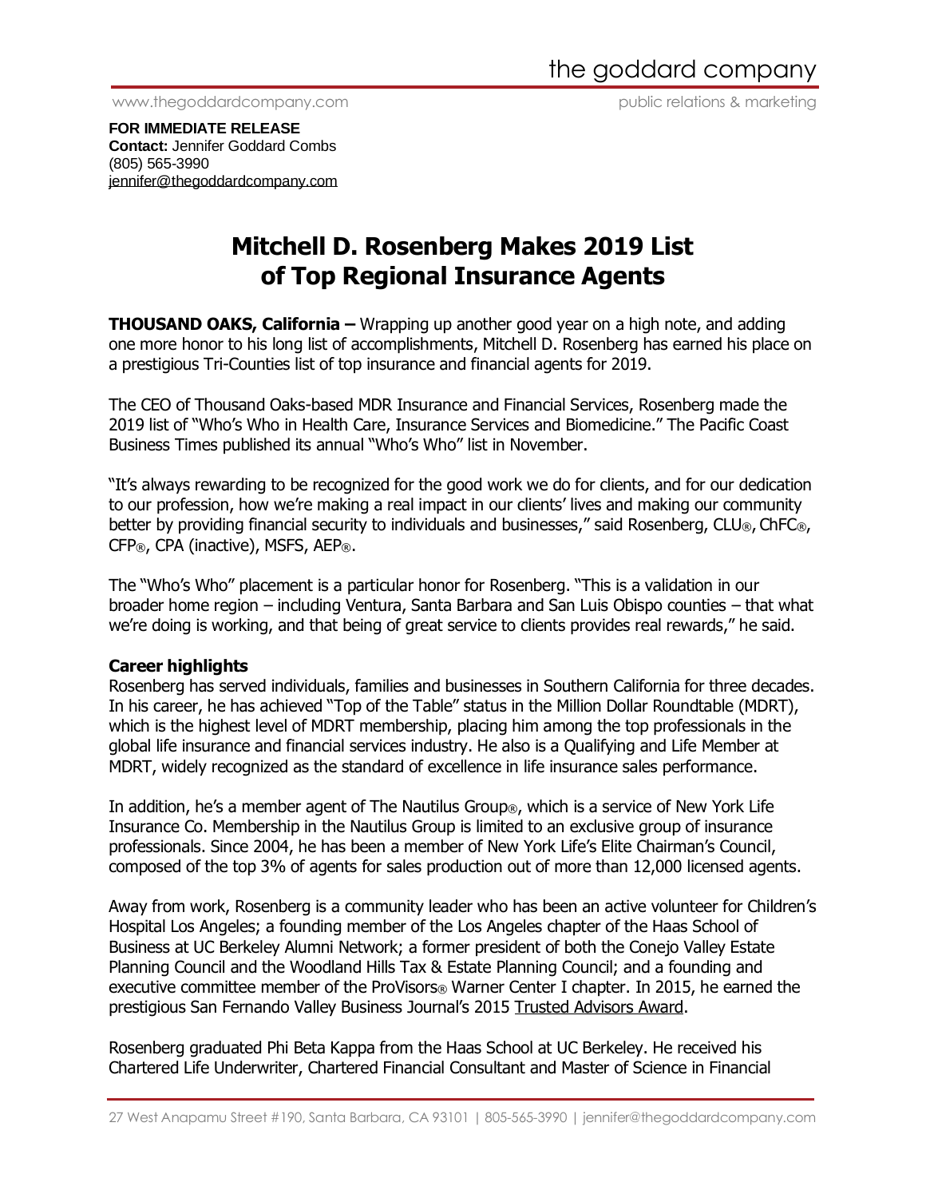**FOR IMMEDIATE RELEASE**
**Contact:** Jennifer Goddard Combs
(805) 565-3990
jennifer@thegoddardcompany.com

# Mitchell D. Rosenberg Makes 2019 List of Top Regional Insurance Agents

**THOUSAND OAKS, California –** Wrapping up another good year on a high note, and adding one more honor to his long list of accomplishments, Mitchell D. Rosenberg has earned his place on a prestigious Tri-Counties list of top insurance and financial agents for 2019.

The CEO of Thousand Oaks-based MDR Insurance and Financial Services, Rosenberg made the 2019 list of "Who's Who in Health Care, Insurance Services and Biomedicine." The Pacific Coast Business Times published its annual "Who's Who" list in November.

"It's always rewarding to be recognized for the good work we do for clients, and for our dedication to our profession, how we're making a real impact in our clients' lives and making our community better by providing financial security to individuals and businesses," said Rosenberg, CLU®, ChFC®, CFP®, CPA (inactive), MSFS, AEP®.

The "Who's Who" placement is a particular honor for Rosenberg. "This is a validation in our broader home region – including Ventura, Santa Barbara and San Luis Obispo counties – that what we're doing is working, and that being of great service to clients provides real rewards," he said.

**Career highlights**

Rosenberg has served individuals, families and businesses in Southern California for three decades. In his career, he has achieved "Top of the Table" status in the Million Dollar Roundtable (MDRT), which is the highest level of MDRT membership, placing him among the top professionals in the global life insurance and financial services industry. He also is a Qualifying and Life Member at MDRT, widely recognized as the standard of excellence in life insurance sales performance.

In addition, he's a member agent of The Nautilus Group®, which is a service of New York Life Insurance Co. Membership in the Nautilus Group is limited to an exclusive group of insurance professionals. Since 2004, he has been a member of New York Life's Elite Chairman's Council, composed of the top 3% of agents for sales production out of more than 12,000 licensed agents.

Away from work, Rosenberg is a community leader who has been an active volunteer for Children's Hospital Los Angeles; a founding member of the Los Angeles chapter of the Haas School of Business at UC Berkeley Alumni Network; a former president of both the Conejo Valley Estate Planning Council and the Woodland Hills Tax & Estate Planning Council; and a founding and executive committee member of the ProVisors® Warner Center I chapter. In 2015, he earned the prestigious San Fernando Valley Business Journal's 2015 Trusted Advisors Award.

Rosenberg graduated Phi Beta Kappa from the Haas School at UC Berkeley. He received his Chartered Life Underwriter, Chartered Financial Consultant and Master of Science in Financial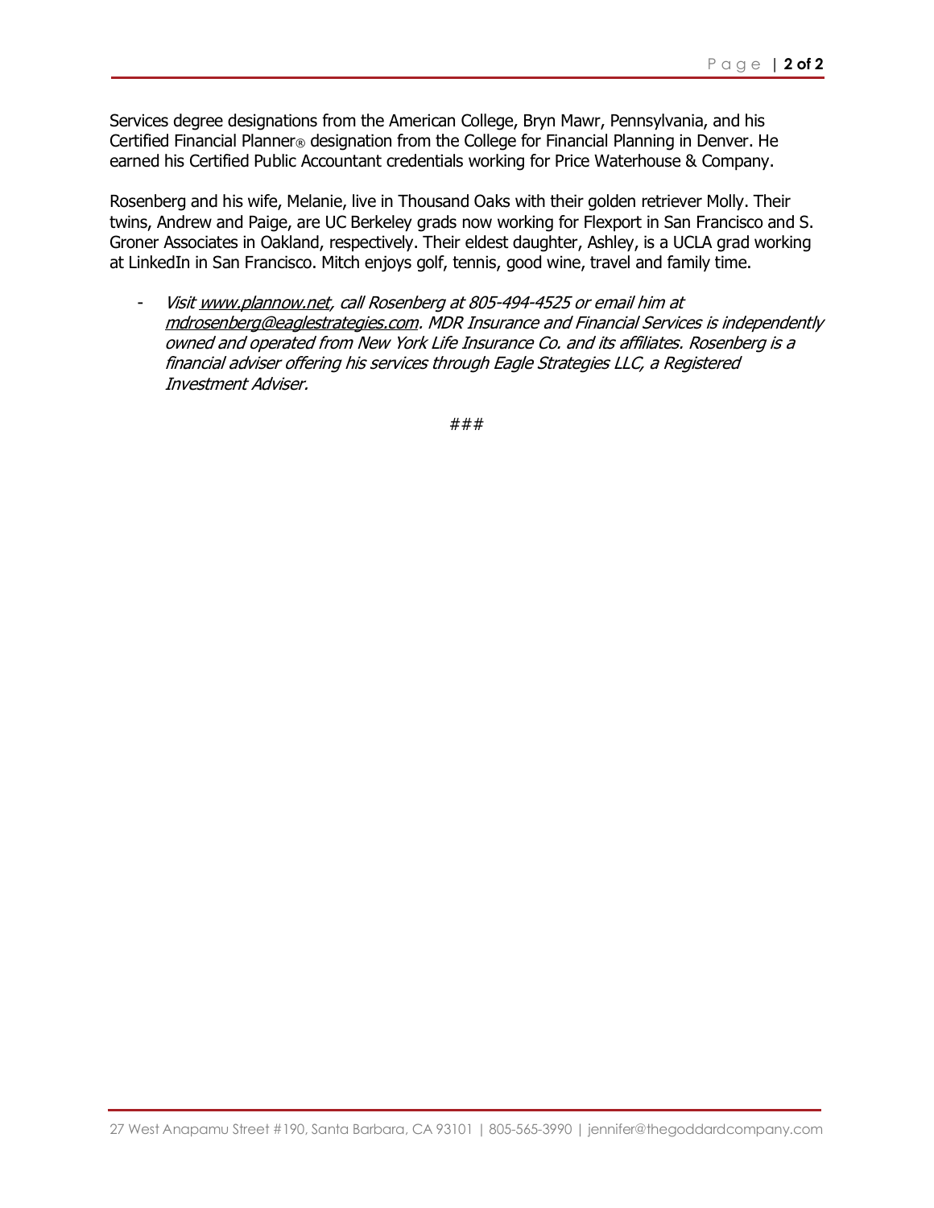Services degree designations from the American College, Bryn Mawr, Pennsylvania, and his Certified Financial Planner® designation from the College for Financial Planning in Denver. He earned his Certified Public Accountant credentials working for Price Waterhouse & Company.

Rosenberg and his wife, Melanie, live in Thousand Oaks with their golden retriever Molly. Their twins, Andrew and Paige, are UC Berkeley grads now working for Flexport in San Francisco and S. Groner Associates in Oakland, respectively. Their eldest daughter, Ashley, is a UCLA grad working at LinkedIn in San Francisco. Mitch enjoys golf, tennis, good wine, travel and family time.

- *Visit www.plannow.net, call Rosenberg at 805-494-4525 or email him at mdrosenberg@eaglestrategies.com. MDR Insurance and Financial Services is independently owned and operated from New York Life Insurance Co. and its affiliates. Rosenberg is a financial adviser offering his services through Eagle Strategies LLC, a Registered Investment Adviser.*

###